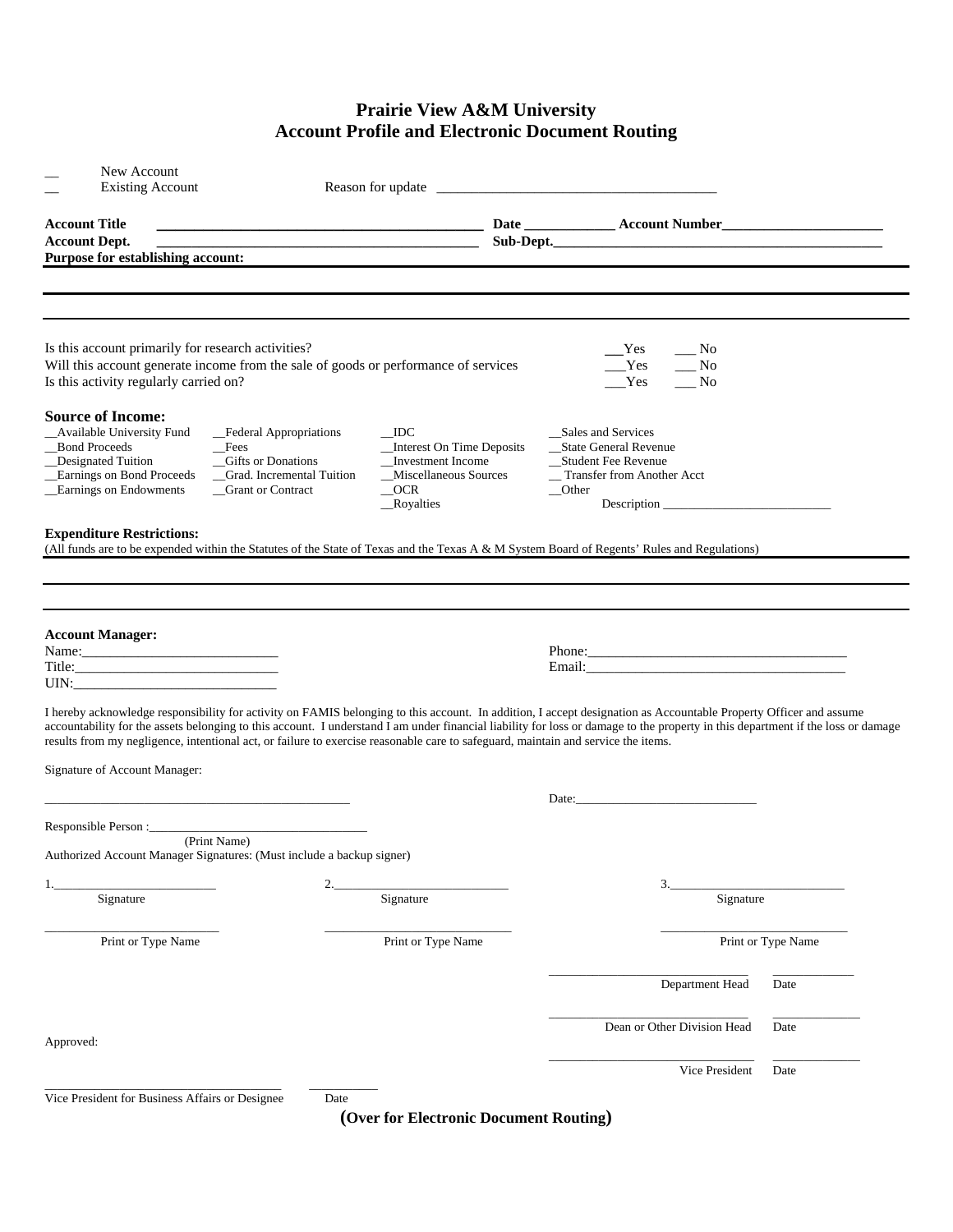# Prairie View A&M University
## Account Profile and Electronic Document Routing

__ New Account
__ Existing Account Reason for update ________________________________________

**Account Title** ______________________________________________ **Date** ____________ **Account Number**______________________
**Account Dept.** ______________________________________________ **Sub-Dept.**______________________________________________
**Purpose for establishing account:**

---

---

---

Is this account primarily for research activities? ___Yes ___ No
Will this account generate income from the sale of goods or performance of services ___Yes ___ No
Is this activity regularly carried on? ___Yes ___ No

### Source of Income:

__Available University Fund
__Bond Proceeds
__Designated Tuition
__Earnings on Bond Proceeds
__Earnings on Endowments
__Federal Appropriations
__Fees
__Gifts or Donations
__Grad. Incremental Tuition
__Grant or Contract
__IDC
__Interest On Time Deposits
__Investment Income
__Miscellaneous Sources
__OCR
__Royalties
__Sales and Services
__State General Revenue
__Student Fee Revenue
__ Transfer from Another Acct
__Other
Description ___________________________

**Expenditure Restrictions:**
(All funds are to be expended within the Statutes of the State of Texas and the Texas A & M System Board of Regents' Rules and Regulations)

---

---

---

**Account Manager:**
Name:____________________________ Phone:______________________________________
Title:____________________________ Email:______________________________________
UIN:_____________________________

I hereby acknowledge responsibility for activity on FAMIS belonging to this account. In addition, I accept designation as Accountable Property Officer and assume accountability for the assets belonging to this account. I understand I am under financial liability for loss or damage to the property in this department if the loss or damage results from my negligence, intentional act, or failure to exercise reasonable care to safeguard, maintain and service the items.

Signature of Account Manager:

________________________________________________ Date:_____________________________

Responsible Person :__________________________________
(Print Name)
Authorized Account Manager Signatures: (Must include a backup signer)

1.__________________________ 2.___________________________ 3.__________________________
Signature Signature Signature

__________________________ ___________________________ ___________________________
Print or Type Name Print or Type Name Print or Type Name

_______________________________ _____________
Department Head Date

_______________________________ _____________
Dean or Other Division Head Date

Approved:

_______________________________ _____________
Vice President Date

____________________________________ __________
Vice President for Business Affairs or Designee Date

**(Over for Electronic Document Routing)**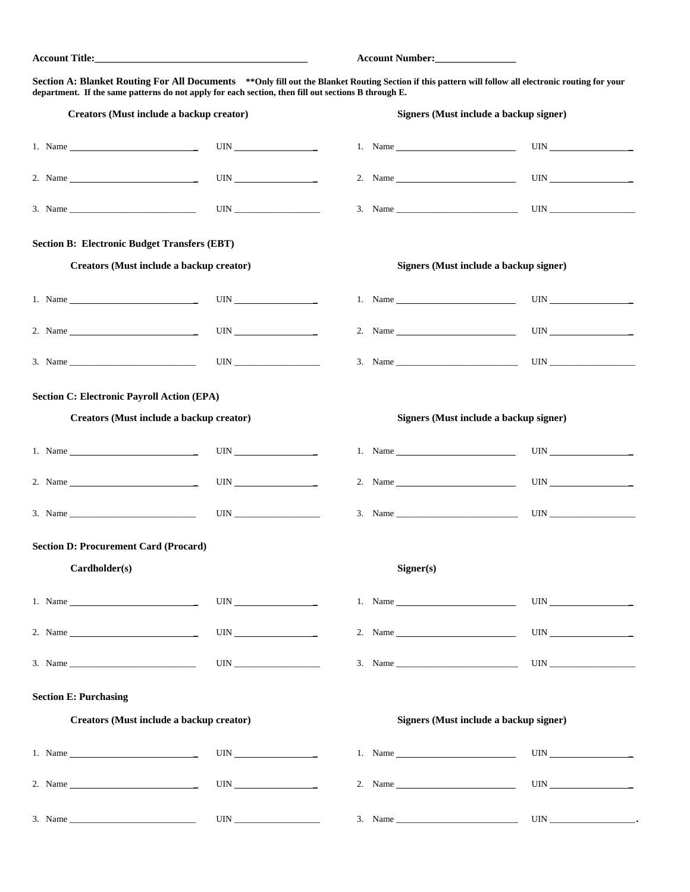**Account Title:**\_\_\_\_\_\_\_\_\_\_\_\_\_\_\_\_\_\_\_\_\_\_\_\_\_\_\_\_\_\_\_\_\_\_\_\_\_\_\_\_ **Account Number:**\_\_\_\_\_\_\_\_\_\_\_\_\_\_\_\_

**Section A: Blanket Routing For All Documents** **\*\*Only fill out the Blanket Routing Section if this pattern will follow all electronic routing for your department. If the same patterns do not apply for each section, then fill out sections B through E.**

| Creators (Must include a backup creator) | | Signers (Must include a backup signer) | |
|---|---|---|---|
| 1. Name \_\_\_\_\_\_\_\_\_\_\_\_\_\_\_\_\_\_\_\_ | UIN \_\_\_\_\_\_\_\_\_\_\_\_\_\_\_ | 1. Name \_\_\_\_\_\_\_\_\_\_\_\_\_\_\_\_\_\_\_\_ | UIN \_\_\_\_\_\_\_\_\_\_\_\_\_\_\_ |
| 2. Name \_\_\_\_\_\_\_\_\_\_\_\_\_\_\_\_\_\_\_\_ | UIN \_\_\_\_\_\_\_\_\_\_\_\_\_\_\_ | 2. Name \_\_\_\_\_\_\_\_\_\_\_\_\_\_\_\_\_\_\_\_ | UIN \_\_\_\_\_\_\_\_\_\_\_\_\_\_\_ |
| 3. Name \_\_\_\_\_\_\_\_\_\_\_\_\_\_\_\_\_\_\_\_ | UIN \_\_\_\_\_\_\_\_\_\_\_\_\_\_\_ | 3. Name \_\_\_\_\_\_\_\_\_\_\_\_\_\_\_\_\_\_\_\_ | UIN \_\_\_\_\_\_\_\_\_\_\_\_\_\_\_ |

**Section B: Electronic Budget Transfers (EBT)**

| Creators (Must include a backup creator) | | Signers (Must include a backup signer) | |
|---|---|---|---|
| 1. Name \_\_\_\_\_\_\_\_\_\_\_\_\_\_\_\_\_\_\_\_ | UIN \_\_\_\_\_\_\_\_\_\_\_\_\_\_\_ | 1. Name \_\_\_\_\_\_\_\_\_\_\_\_\_\_\_\_\_\_\_\_ | UIN \_\_\_\_\_\_\_\_\_\_\_\_\_\_\_ |
| 2. Name \_\_\_\_\_\_\_\_\_\_\_\_\_\_\_\_\_\_\_\_ | UIN \_\_\_\_\_\_\_\_\_\_\_\_\_\_\_ | 2. Name \_\_\_\_\_\_\_\_\_\_\_\_\_\_\_\_\_\_\_\_ | UIN \_\_\_\_\_\_\_\_\_\_\_\_\_\_\_ |
| 3. Name \_\_\_\_\_\_\_\_\_\_\_\_\_\_\_\_\_\_\_\_ | UIN \_\_\_\_\_\_\_\_\_\_\_\_\_\_\_ | 3. Name \_\_\_\_\_\_\_\_\_\_\_\_\_\_\_\_\_\_\_\_ | UIN \_\_\_\_\_\_\_\_\_\_\_\_\_\_\_ |

**Section C: Electronic Payroll Action (EPA)**

| Creators (Must include a backup creator) | | Signers (Must include a backup signer) | |
|---|---|---|---|
| 1. Name \_\_\_\_\_\_\_\_\_\_\_\_\_\_\_\_\_\_\_\_ | UIN \_\_\_\_\_\_\_\_\_\_\_\_\_\_\_ | 1. Name \_\_\_\_\_\_\_\_\_\_\_\_\_\_\_\_\_\_\_\_ | UIN \_\_\_\_\_\_\_\_\_\_\_\_\_\_\_ |
| 2. Name \_\_\_\_\_\_\_\_\_\_\_\_\_\_\_\_\_\_\_\_ | UIN \_\_\_\_\_\_\_\_\_\_\_\_\_\_\_ | 2. Name \_\_\_\_\_\_\_\_\_\_\_\_\_\_\_\_\_\_\_\_ | UIN \_\_\_\_\_\_\_\_\_\_\_\_\_\_\_ |
| 3. Name \_\_\_\_\_\_\_\_\_\_\_\_\_\_\_\_\_\_\_\_ | UIN \_\_\_\_\_\_\_\_\_\_\_\_\_\_\_ | 3. Name \_\_\_\_\_\_\_\_\_\_\_\_\_\_\_\_\_\_\_\_ | UIN \_\_\_\_\_\_\_\_\_\_\_\_\_\_\_ |

**Section D: Procurement Card (Procard)**

| Cardholder(s) | | Signer(s) | |
|---|---|---|---|
| 1. Name \_\_\_\_\_\_\_\_\_\_\_\_\_\_\_\_\_\_\_\_ | UIN \_\_\_\_\_\_\_\_\_\_\_\_\_\_\_ | 1. Name \_\_\_\_\_\_\_\_\_\_\_\_\_\_\_\_\_\_\_\_ | UIN \_\_\_\_\_\_\_\_\_\_\_\_\_\_\_ |
| 2. Name \_\_\_\_\_\_\_\_\_\_\_\_\_\_\_\_\_\_\_\_ | UIN \_\_\_\_\_\_\_\_\_\_\_\_\_\_\_ | 2. Name \_\_\_\_\_\_\_\_\_\_\_\_\_\_\_\_\_\_\_\_ | UIN \_\_\_\_\_\_\_\_\_\_\_\_\_\_\_ |
| 3. Name \_\_\_\_\_\_\_\_\_\_\_\_\_\_\_\_\_\_\_\_ | UIN \_\_\_\_\_\_\_\_\_\_\_\_\_\_\_ | 3. Name \_\_\_\_\_\_\_\_\_\_\_\_\_\_\_\_\_\_\_\_ | UIN \_\_\_\_\_\_\_\_\_\_\_\_\_\_\_ |

**Section E: Purchasing**

| Creators (Must include a backup creator) | | Signers (Must include a backup signer) | |
|---|---|---|---|
| 1. Name \_\_\_\_\_\_\_\_\_\_\_\_\_\_\_\_\_\_\_\_ | UIN \_\_\_\_\_\_\_\_\_\_\_\_\_\_\_ | 1. Name \_\_\_\_\_\_\_\_\_\_\_\_\_\_\_\_\_\_\_\_ | UIN \_\_\_\_\_\_\_\_\_\_\_\_\_\_\_ |
| 2. Name \_\_\_\_\_\_\_\_\_\_\_\_\_\_\_\_\_\_\_\_ | UIN \_\_\_\_\_\_\_\_\_\_\_\_\_\_\_ | 2. Name \_\_\_\_\_\_\_\_\_\_\_\_\_\_\_\_\_\_\_\_ | UIN \_\_\_\_\_\_\_\_\_\_\_\_\_\_\_ |
| 3. Name \_\_\_\_\_\_\_\_\_\_\_\_\_\_\_\_\_\_\_\_ | UIN \_\_\_\_\_\_\_\_\_\_\_\_\_\_\_ | 3. Name \_\_\_\_\_\_\_\_\_\_\_\_\_\_\_\_\_\_\_\_ | UIN \_\_\_\_\_\_\_\_\_\_\_\_\_\_\_. |